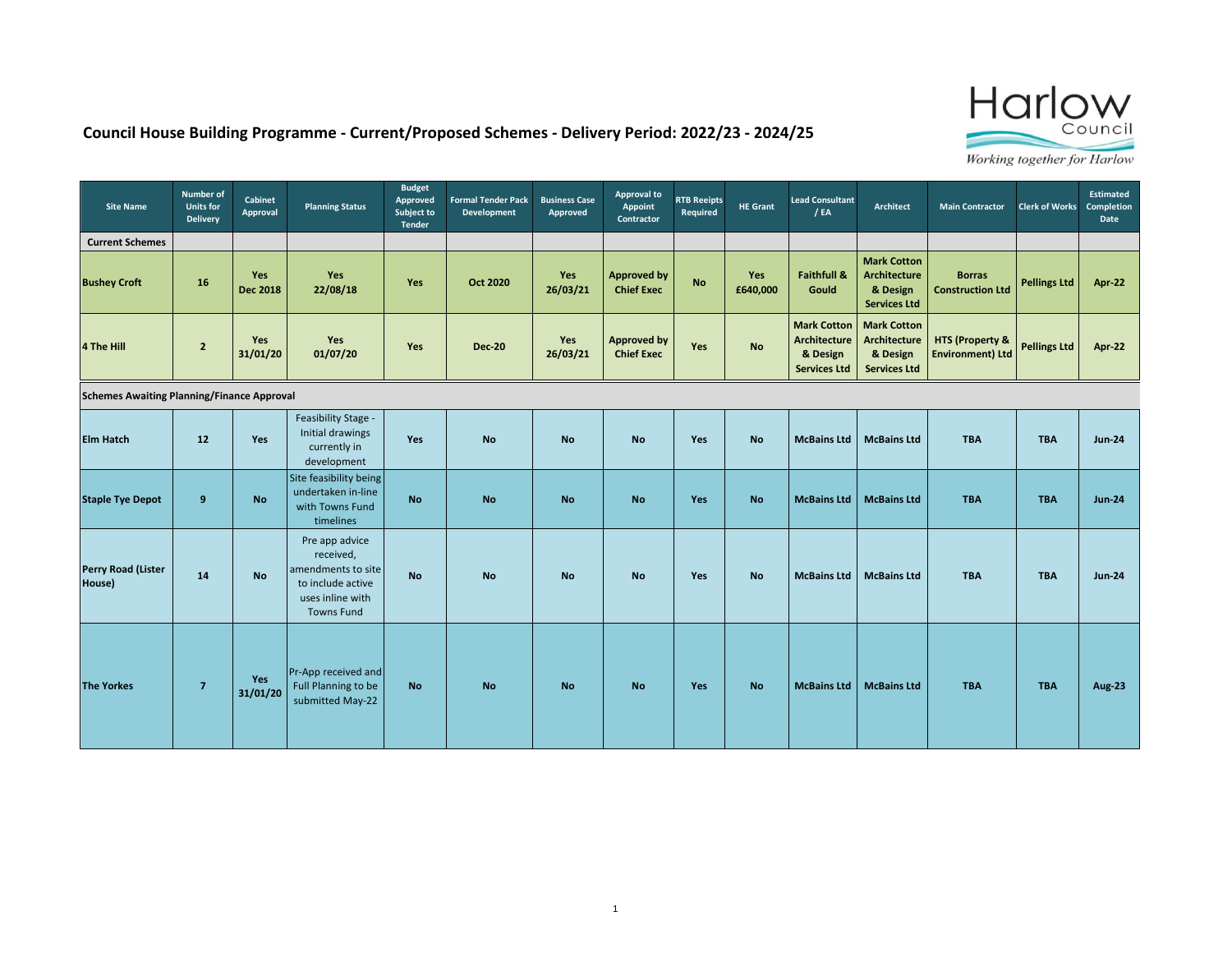# Council House Building Programme - Current/Proposed Schemes - Delivery Period: 2022/23 - 2024/25

| Site Name | Number of Units for Delivery | Cabinet Approval | Planning Status | Budget Approved Subject to Tender | Formal Tender Pack Development | Business Case Approved | Approval to Appoint Contractor | RTB Reeipts Required | HE Grant | Lead Consultant / EA | Architect | Main Contractor | Clerk of Works | Estimated Completion Date |
|---|---|---|---|---|---|---|---|---|---|---|---|---|---|---|
| **Current Schemes** | | | | | | | | | | | | | | |
| **Bushey Croft** | **16** | **Yes Dec 2018** | **Yes 22/08/18** | **Yes** | **Oct 2020** | **Yes 26/03/21** | **Approved by Chief Exec** | **No** | **Yes £640,000** | **Faithfull & Gould** | **Mark Cotton Architecture & Design Services Ltd** | **Borras Construction Ltd** | **Pellings Ltd** | **Apr-22** |
| **4 The Hill** | **2** | **Yes 31/01/20** | **Yes 01/07/20** | **Yes** | **Dec-20** | **Yes 26/03/21** | **Approved by Chief Exec** | **Yes** | **No** | **Mark Cotton Architecture & Design Services Ltd** | **Mark Cotton Architecture & Design Services Ltd** | **HTS (Property & Environment) Ltd** | **Pellings Ltd** | **Apr-22** |
| **Schemes Awaiting Planning/Finance Approval** | | | | | | | | | | | | | | |
| **Elm Hatch** | **12** | **Yes** | Feasibility Stage - Initial drawings currently in development | **Yes** | **No** | **No** | **No** | **Yes** | **No** | **McBains Ltd** | **McBains Ltd** | **TBA** | **TBA** | **Jun-24** |
| **Staple Tye Depot** | **9** | **No** | Site feasibility being undertaken in-line with Towns Fund timelines | **No** | **No** | **No** | **No** | **Yes** | **No** | **McBains Ltd** | **McBains Ltd** | **TBA** | **TBA** | **Jun-24** |
| **Perry Road (Lister House)** | **14** | **No** | Pre app advice received, amendments to site to include active uses inline with Towns Fund | **No** | **No** | **No** | **No** | **Yes** | **No** | **McBains Ltd** | **McBains Ltd** | **TBA** | **TBA** | **Jun-24** |
| **The Yorkes** | **7** | **Yes 31/01/20** | Pr-App received and Full Planning to be submitted May-22 | **No** | **No** | **No** | **No** | **Yes** | **No** | **McBains Ltd** | **McBains Ltd** | **TBA** | **TBA** | **Aug-23** |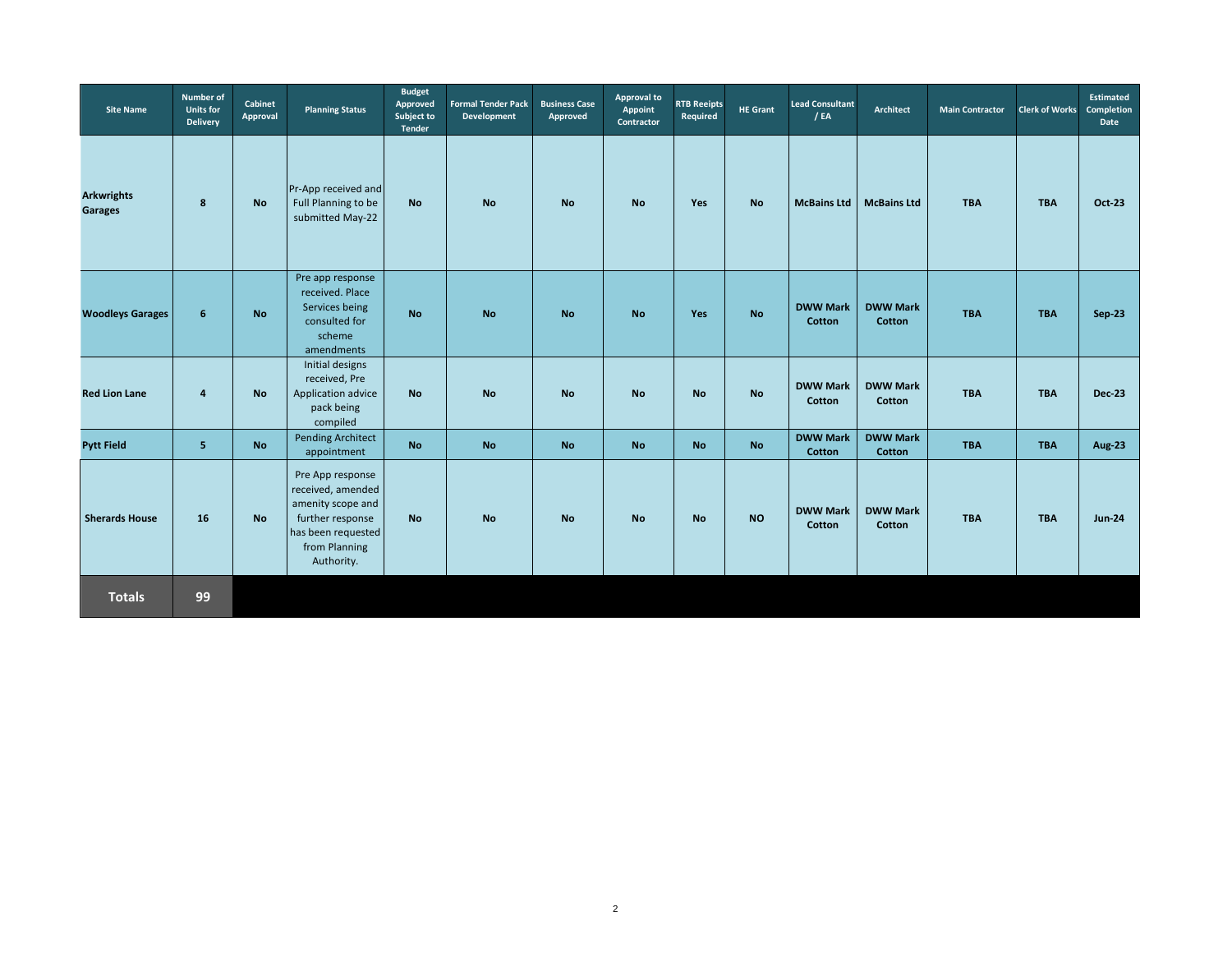| Site Name | Number of Units for Delivery | Cabinet Approval | Planning Status | Budget Approved Subject to Tender | Formal Tender Pack Development | Business Case Approved | Approval to Appoint Contractor | RTB Reeipts Required | HE Grant | Lead Consultant / EA | Architect | Main Contractor | Clerk of Works | Estimated Completion Date |
|---|---|---|---|---|---|---|---|---|---|---|---|---|---|---|
| **Arkwrights Garages** | **8** | **No** | Pr-App received and Full Planning to be submitted May-22 | **No** | **No** | **No** | **No** | **Yes** | **No** | **McBains Ltd** | **McBains Ltd** | **TBA** | **TBA** | **Oct-23** |
| **Woodleys Garages** | **6** | **No** | Pre app response received. Place Services being consulted for scheme amendments | **No** | **No** | **No** | **No** | **Yes** | **No** | **DWW Mark Cotton** | **DWW Mark Cotton** | **TBA** | **TBA** | **Sep-23** |
| **Red Lion Lane** | **4** | **No** | Initial designs received, Pre Application advice pack being compiled | **No** | **No** | **No** | **No** | **No** | **No** | **DWW Mark Cotton** | **DWW Mark Cotton** | **TBA** | **TBA** | **Dec-23** |
| **Pytt Field** | **5** | **No** | Pending Architect appointment | **No** | **No** | **No** | **No** | **No** | **No** | **DWW Mark Cotton** | **DWW Mark Cotton** | **TBA** | **TBA** | **Aug-23** |
| **Sherards House** | **16** | **No** | Pre App response received, amended amenity scope and further response has been requested from Planning Authority. | **No** | **No** | **No** | **No** | **No** | **NO** | **DWW Mark Cotton** | **DWW Mark Cotton** | **TBA** | **TBA** | **Jun-24** |
| **Totals** | **99** | | | | | | | | | | | | | |